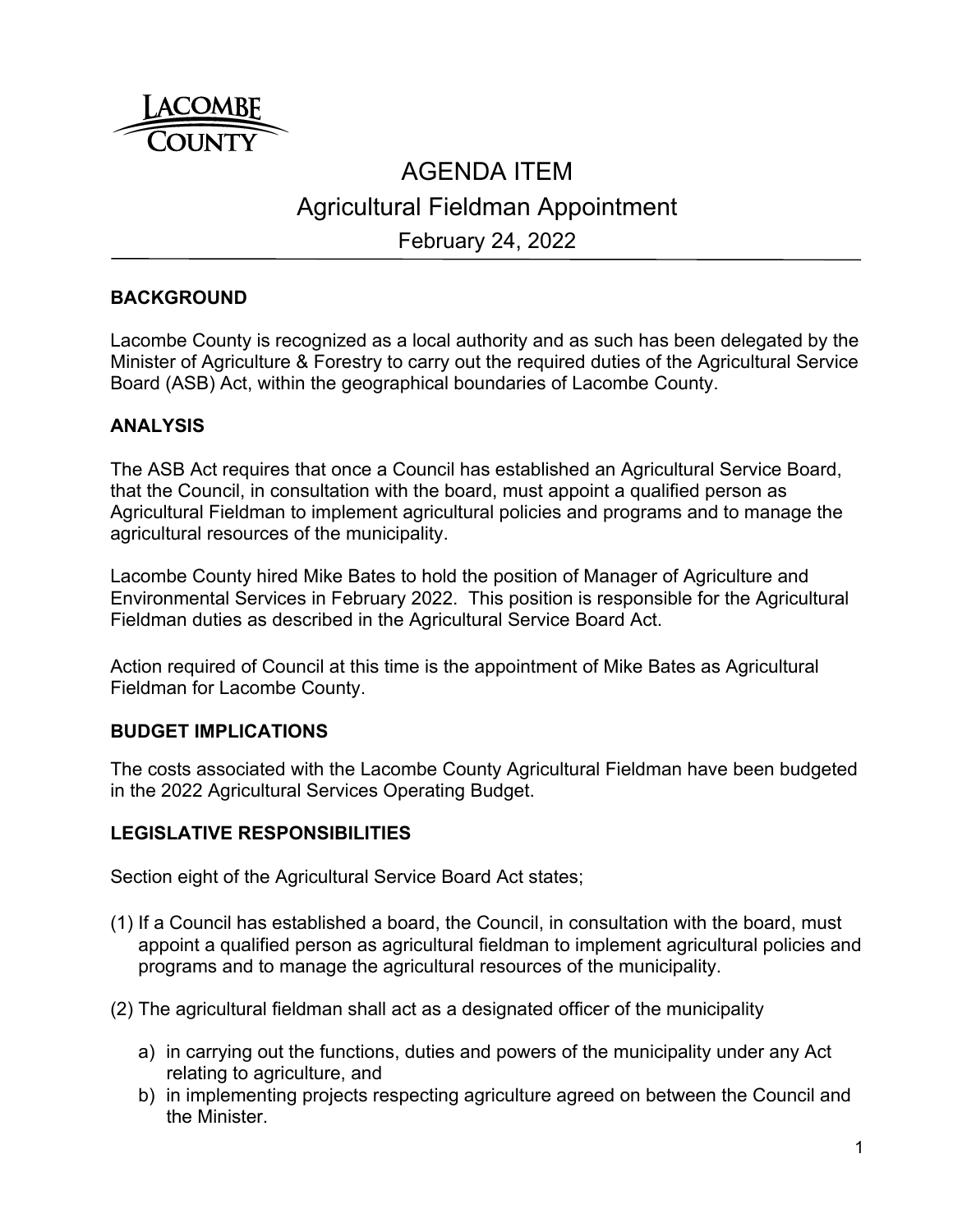LACOMBE COUNTY

# AGENDA ITEM

## Agricultural Fieldman Appointment

February 24, 2022

### BACKGROUND

Lacombe County is recognized as a local authority and as such has been delegated by the Minister of Agriculture & Forestry to carry out the required duties of the Agricultural Service Board (ASB) Act, within the geographical boundaries of Lacombe County.

### ANALYSIS

The ASB Act requires that once a Council has established an Agricultural Service Board, that the Council, in consultation with the board, must appoint a qualified person as Agricultural Fieldman to implement agricultural policies and programs and to manage the agricultural resources of the municipality.

Lacombe County hired Mike Bates to hold the position of Manager of Agriculture and Environmental Services in February 2022. This position is responsible for the Agricultural Fieldman duties as described in the Agricultural Service Board Act.

Action required of Council at this time is the appointment of Mike Bates as Agricultural Fieldman for Lacombe County.

### BUDGET IMPLICATIONS

The costs associated with the Lacombe County Agricultural Fieldman have been budgeted in the 2022 Agricultural Services Operating Budget.

### LEGISLATIVE RESPONSIBILITIES

Section eight of the Agricultural Service Board Act states;

(1) If a Council has established a board, the Council, in consultation with the board, must appoint a qualified person as agricultural fieldman to implement agricultural policies and programs and to manage the agricultural resources of the municipality.

(2) The agricultural fieldman shall act as a designated officer of the municipality

   a) in carrying out the functions, duties and powers of the municipality under any Act relating to agriculture, and
   b) in implementing projects respecting agriculture agreed on between the Council and the Minister.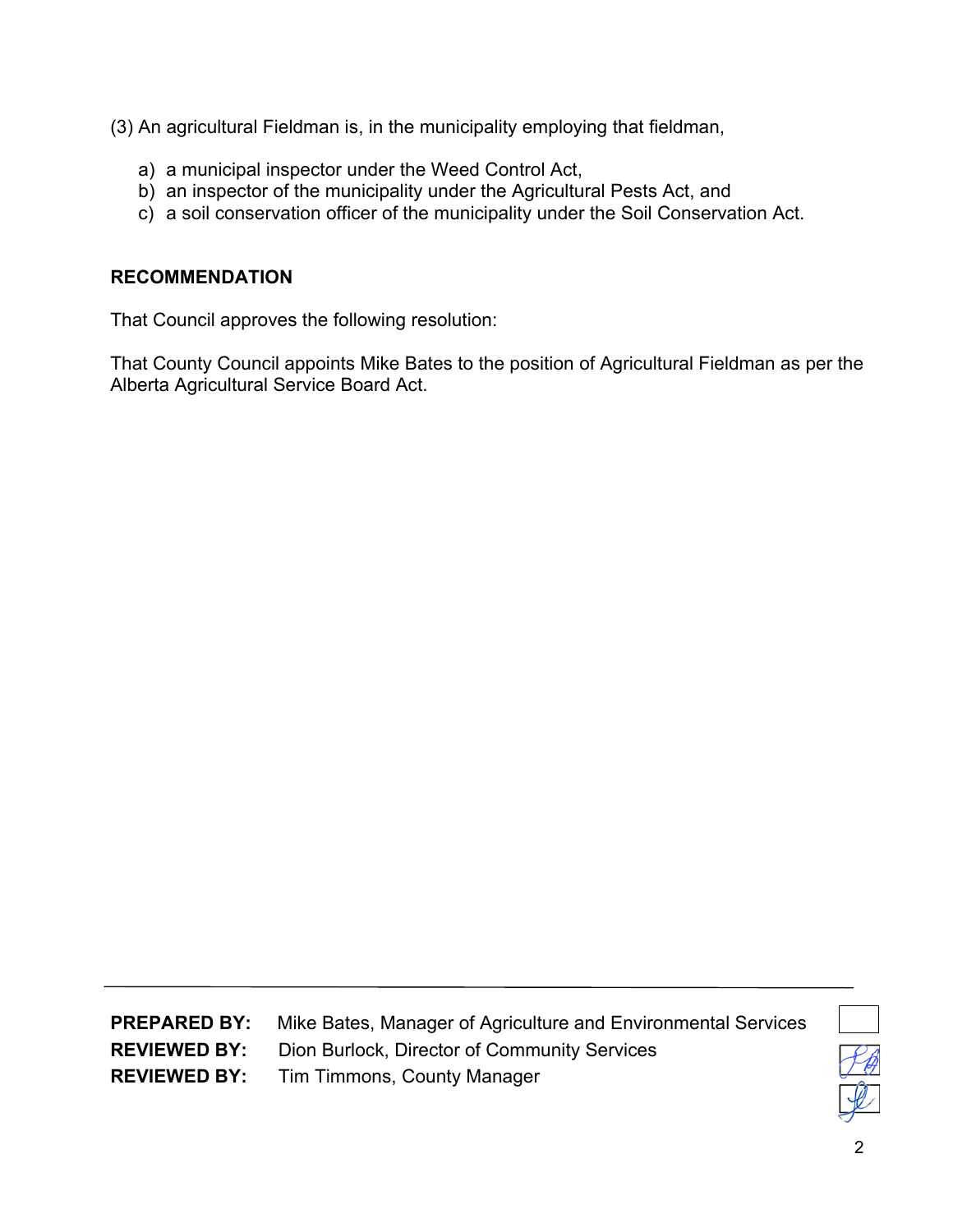(3) An agricultural Fieldman is, in the municipality employing that fieldman,

a) a municipal inspector under the Weed Control Act,
b) an inspector of the municipality under the Agricultural Pests Act, and
c) a soil conservation officer of the municipality under the Soil Conservation Act.

**RECOMMENDATION**

That Council approves the following resolution:

That County Council appoints Mike Bates to the position of Agricultural Fieldman as per the Alberta Agricultural Service Board Act.

---

**PREPARED BY:** Mike Bates, Manager of Agriculture and Environmental Services
**REVIEWED BY:** Dion Burlock, Director of Community Services
**REVIEWED BY:** Tim Timmons, County Manager